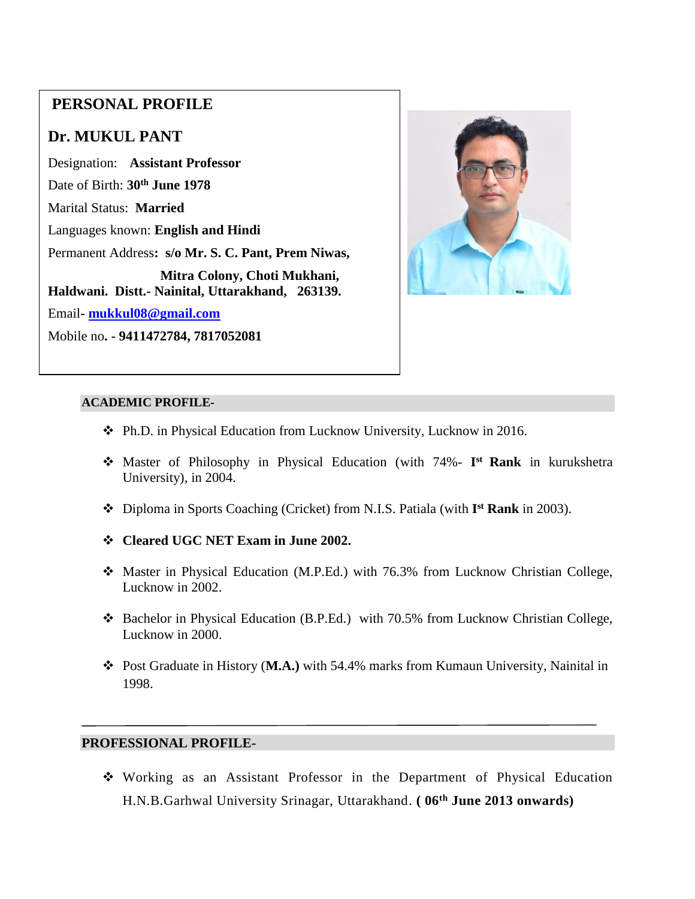## PERSONAL PROFILE

### Dr. MUKUL PANT

Designation: **Assistant Professor**

Date of Birth: **30th June 1978**

Marital Status: **Married**

Languages known: **English and Hindi**

Permanent Address**: s/o Mr. S. C. Pant, Prem Niwas, Mitra Colony, Choti Mukhani, Haldwani. Distt.- Nainital, Uttarakhand, 263139.**

Email- **mukkul08@gmail.com**

Mobile no**. - 9411472784, 7817052081**

## ACADEMIC PROFILE-

- Ph.D. in Physical Education from Lucknow University, Lucknow in 2016.
- Master of Philosophy in Physical Education (with 74%- **Ist Rank** in kurukshetra University), in 2004.
- Diploma in Sports Coaching (Cricket) from N.I.S. Patiala (with **Ist Rank** in 2003).
- **Cleared UGC NET Exam in June 2002.**
- Master in Physical Education (M.P.Ed.) with 76.3% from Lucknow Christian College, Lucknow in 2002.
- Bachelor in Physical Education (B.P.Ed.) with 70.5% from Lucknow Christian College, Lucknow in 2000.
- Post Graduate in History (**M.A.)** with 54.4% marks from Kumaun University, Nainital in 1998.

---

## PROFESSIONAL PROFILE-

- Working as an Assistant Professor in the Department of Physical Education H.N.B.Garhwal University Srinagar, Uttarakhand. **( 06th June 2013 onwards)**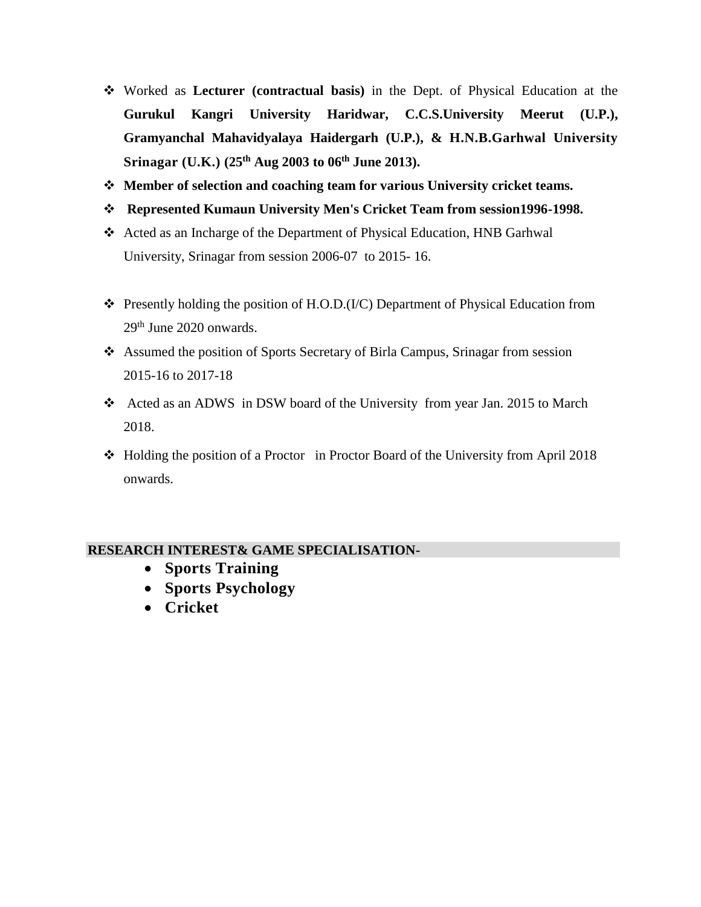- Worked as **Lecturer (contractual basis)** in the Dept. of Physical Education at the **Gurukul Kangri University Haridwar, C.C.S.University Meerut (U.P.), Gramyanchal Mahavidyalaya Haidergarh (U.P.), & H.N.B.Garhwal University Srinagar (U.K.) (25th Aug 2003 to 06th June 2013).**
- **Member of selection and coaching team for various University cricket teams.**
- **Represented Kumaun University Men's Cricket Team from session1996-1998.**
- Acted as an Incharge of the Department of Physical Education, HNB Garhwal University, Srinagar from session 2006-07 to 2015- 16.
- Presently holding the position of H.O.D.(I/C) Department of Physical Education from 29th June 2020 onwards.
- Assumed the position of Sports Secretary of Birla Campus, Srinagar from session 2015-16 to 2017-18
- Acted as an ADWS in DSW board of the University from year Jan. 2015 to March 2018.
- Holding the position of a Proctor in Proctor Board of the University from April 2018 onwards.

## RESEARCH INTEREST& GAME SPECIALISATION-

- **Sports Training**
- **Sports Psychology**
- **Cricket**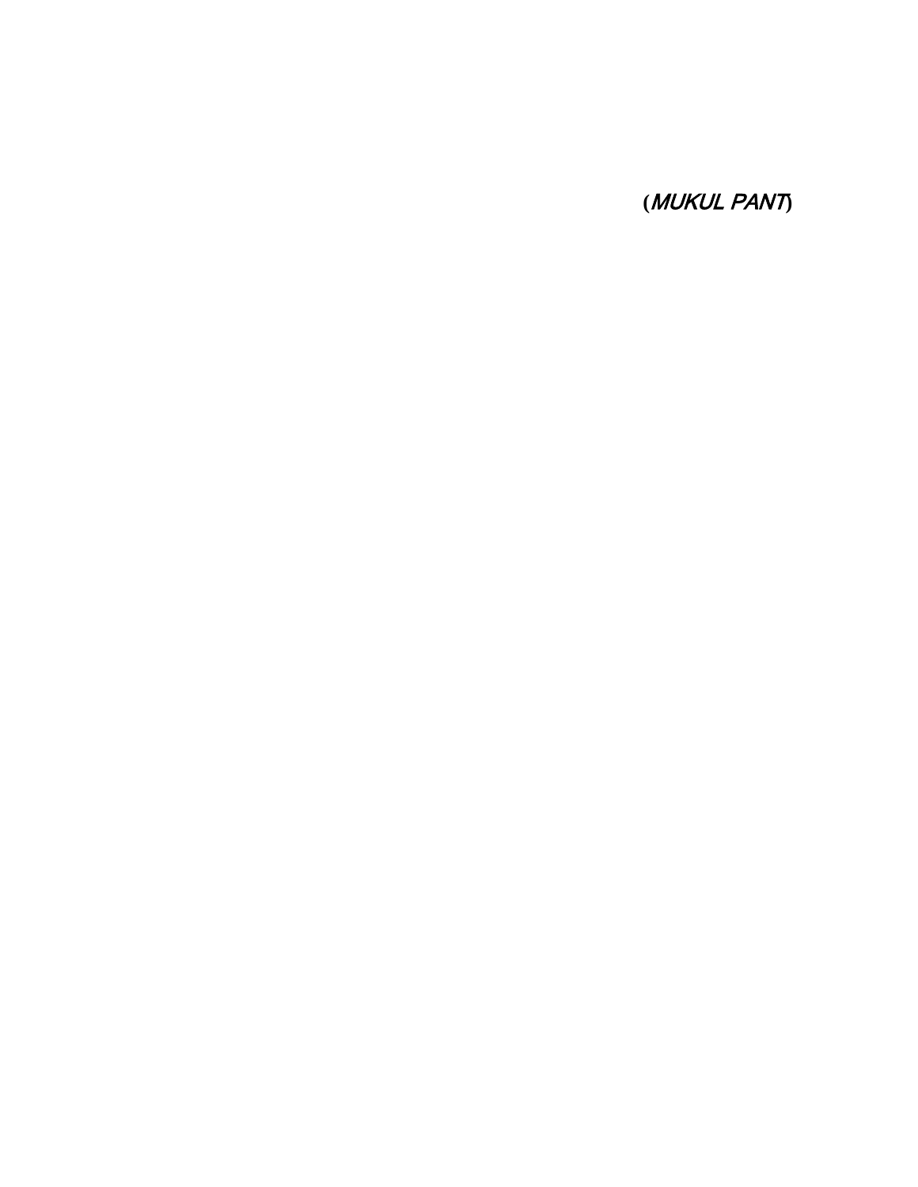(*MUKUL PANT*)